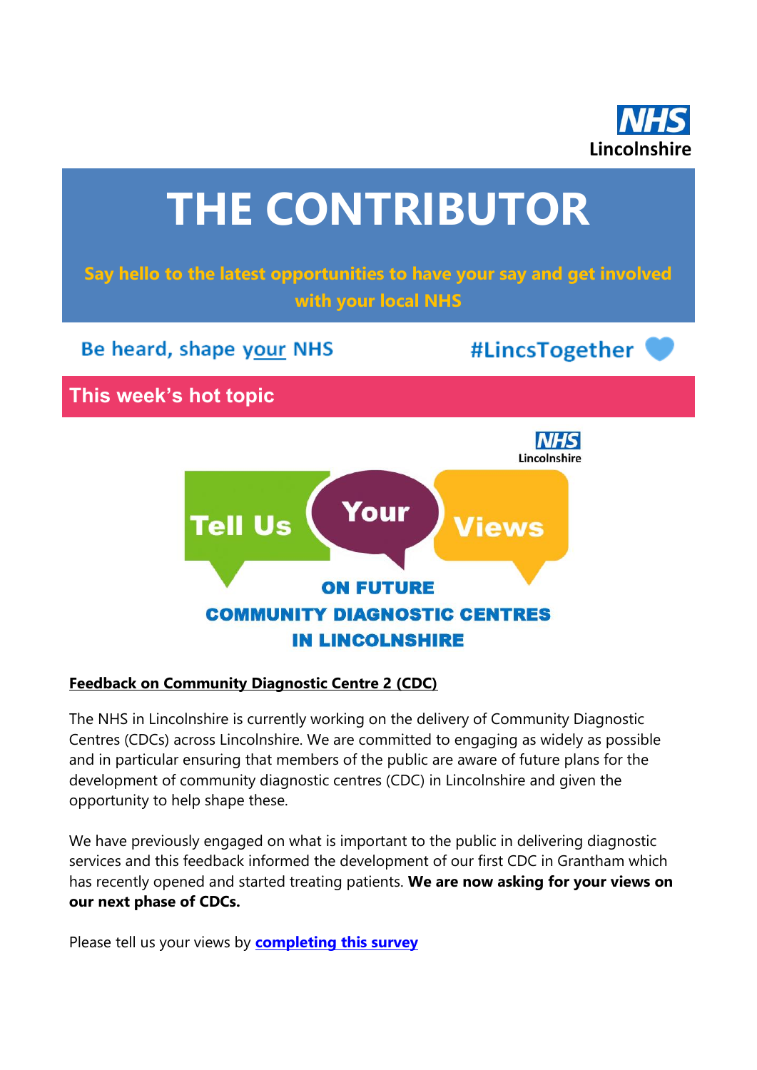NHS Lincolnshire

# THE CONTRIBUTOR

**Say hello to the latest opportunities to have your say and get involved with your local NHS**

Be heard, shape your NHS

#LincsTogether

## This week's hot topic

Tell Us Your Views ON FUTURE COMMUNITY DIAGNOSTIC CENTRES IN LINCOLNSHIRE

### Feedback on Community Diagnostic Centre 2 (CDC)

The NHS in Lincolnshire is currently working on the delivery of Community Diagnostic Centres (CDCs) across Lincolnshire. We are committed to engaging as widely as possible and in particular ensuring that members of the public are aware of future plans for the development of community diagnostic centres (CDC) in Lincolnshire and given the opportunity to help shape these.

We have previously engaged on what is important to the public in delivering diagnostic services and this feedback informed the development of our first CDC in Grantham which has recently opened and started treating patients. **We are now asking for your views on our next phase of CDCs.**

Please tell us your views by **completing this survey**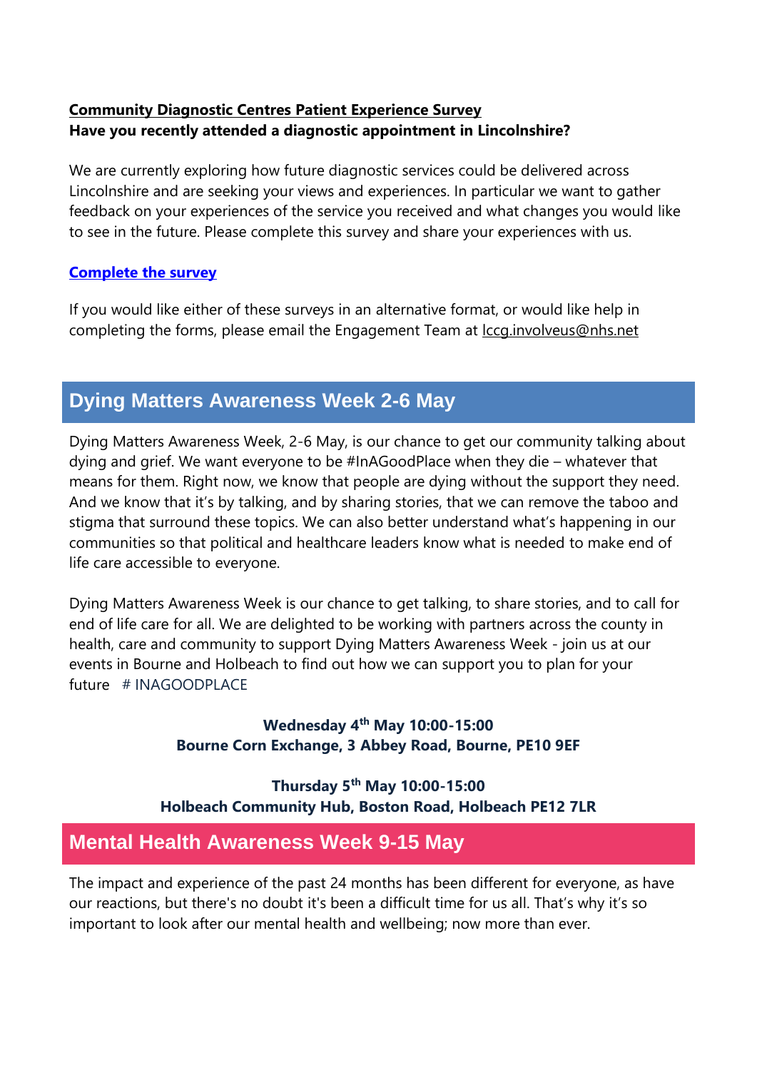**Community Diagnostic Centres Patient Experience Survey**
**Have you recently attended a diagnostic appointment in Lincolnshire?**

We are currently exploring how future diagnostic services could be delivered across Lincolnshire and are seeking your views and experiences. In particular we want to gather feedback on your experiences of the service you received and what changes you would like to see in the future. Please complete this survey and share your experiences with us.

**Complete the survey**

If you would like either of these surveys in an alternative format, or would like help in completing the forms, please email the Engagement Team at lccg.involveus@nhs.net

## Dying Matters Awareness Week 2-6 May

Dying Matters Awareness Week, 2-6 May, is our chance to get our community talking about dying and grief. We want everyone to be #InAGoodPlace when they die – whatever that means for them. Right now, we know that people are dying without the support they need. And we know that it's by talking, and by sharing stories, that we can remove the taboo and stigma that surround these topics. We can also better understand what's happening in our communities so that political and healthcare leaders know what is needed to make end of life care accessible to everyone.

Dying Matters Awareness Week is our chance to get talking, to share stories, and to call for end of life care for all. We are delighted to be working with partners across the county in health, care and community to support Dying Matters Awareness Week - join us at our events in Bourne and Holbeach to find out how we can support you to plan for your future # INAGOODPLACE

**Wednesday 4th May 10:00-15:00**
**Bourne Corn Exchange, 3 Abbey Road, Bourne, PE10 9EF**

**Thursday 5th May 10:00-15:00**
**Holbeach Community Hub, Boston Road, Holbeach PE12 7LR**

## Mental Health Awareness Week 9-15 May

The impact and experience of the past 24 months has been different for everyone, as have our reactions, but there's no doubt it's been a difficult time for us all. That's why it's so important to look after our mental health and wellbeing; now more than ever.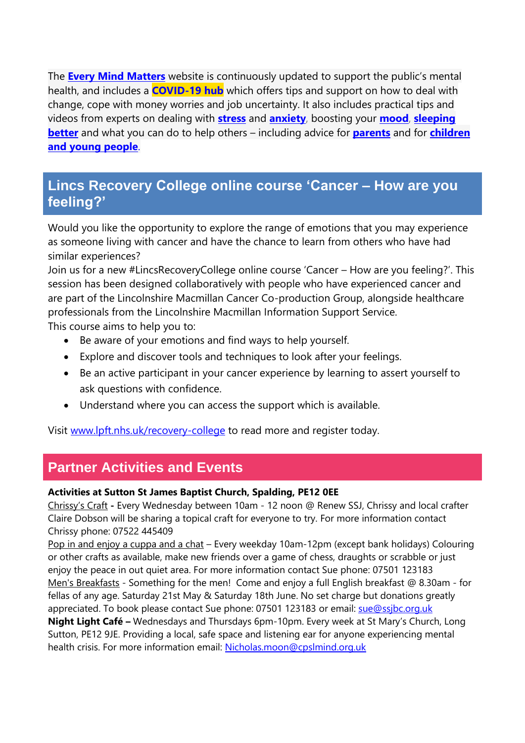The **Every Mind Matters** website is continuously updated to support the public's mental health, and includes a **COVID-19 hub** which offers tips and support on how to deal with change, cope with money worries and job uncertainty. It also includes practical tips and videos from experts on dealing with **stress** and **anxiety**, boosting your **mood**, **sleeping better** and what you can do to help others – including advice for **parents** and for **children and young people**.

## Lincs Recovery College online course 'Cancer – How are you feeling?'

Would you like the opportunity to explore the range of emotions that you may experience as someone living with cancer and have the chance to learn from others who have had similar experiences?

Join us for a new #LincsRecoveryCollege online course 'Cancer – How are you feeling?'. This session has been designed collaboratively with people who have experienced cancer and are part of the Lincolnshire Macmillan Cancer Co-production Group, alongside healthcare professionals from the Lincolnshire Macmillan Information Support Service.

This course aims to help you to:

- Be aware of your emotions and find ways to help yourself.
- Explore and discover tools and techniques to look after your feelings.
- Be an active participant in your cancer experience by learning to assert yourself to ask questions with confidence.
- Understand where you can access the support which is available.

Visit www.lpft.nhs.uk/recovery-college to read more and register today.

## Partner Activities and Events

**Activities at Sutton St James Baptist Church, Spalding, PE12 0EE**

Chrissy's Craft **-** Every Wednesday between 10am - 12 noon @ Renew SSJ, Chrissy and local crafter Claire Dobson will be sharing a topical craft for everyone to try. For more information contact Chrissy phone: 07522 445409

Pop in and enjoy a cuppa and a chat – Every weekday 10am-12pm (except bank holidays) Colouring or other crafts as available, make new friends over a game of chess, draughts or scrabble or just enjoy the peace in out quiet area. For more information contact Sue phone: 07501 123183

Men's Breakfasts - Something for the men! Come and enjoy a full English breakfast @ 8.30am - for fellas of any age. Saturday 21st May & Saturday 18th June. No set charge but donations greatly appreciated. To book please contact Sue phone: 07501 123183 or email: sue@ssjbc.org.uk

**Night Light Café –** Wednesdays and Thursdays 6pm-10pm. Every week at St Mary's Church, Long Sutton, PE12 9JE. Providing a local, safe space and listening ear for anyone experiencing mental health crisis. For more information email: Nicholas.moon@cpslmind.org.uk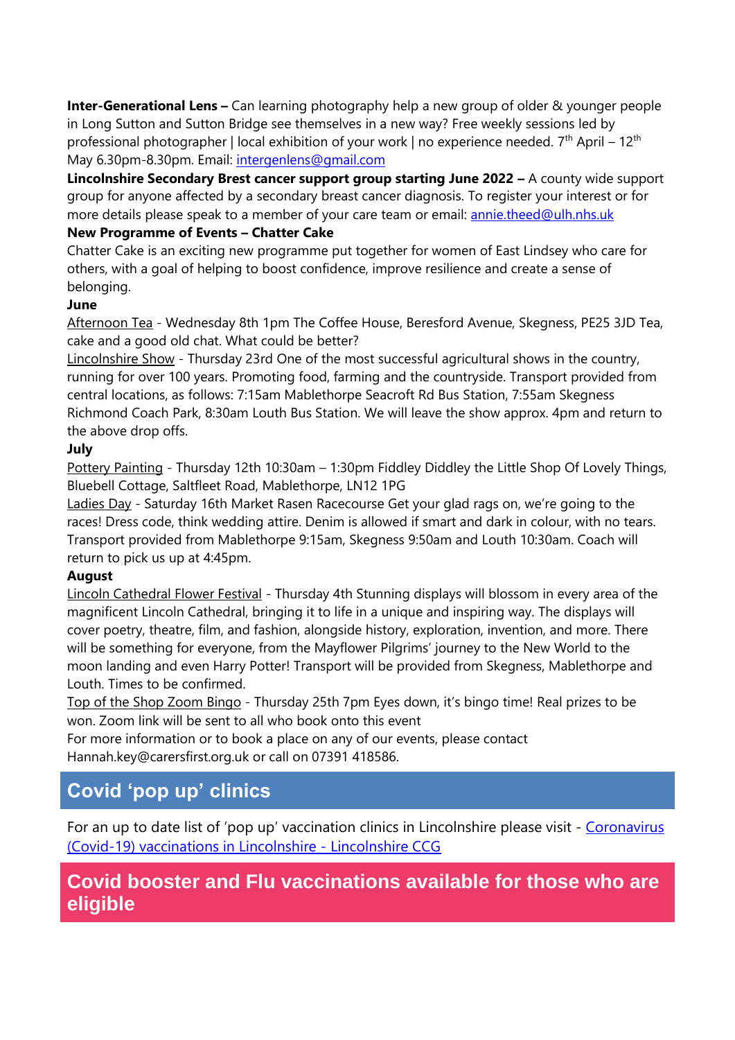**Inter-Generational Lens –** Can learning photography help a new group of older & younger people in Long Sutton and Sutton Bridge see themselves in a new way? Free weekly sessions led by professional photographer | local exhibition of your work | no experience needed. 7th April – 12th May 6.30pm-8.30pm. Email: [intergenlens@gmail.com](mailto:intergenlens@gmail.com)

**Lincolnshire Secondary Brest cancer support group starting June 2022 –** A county wide support group for anyone affected by a secondary breast cancer diagnosis. To register your interest or for more details please speak to a member of your care team or email: [annie.theed@ulh.nhs.uk](mailto:annie.theed@ulh.nhs.uk)

**New Programme of Events – Chatter Cake**

Chatter Cake is an exciting new programme put together for women of East Lindsey who care for others, with a goal of helping to boost confidence, improve resilience and create a sense of belonging.

**June**

Afternoon Tea - Wednesday 8th 1pm The Coffee House, Beresford Avenue, Skegness, PE25 3JD Tea, cake and a good old chat. What could be better?

Lincolnshire Show - Thursday 23rd One of the most successful agricultural shows in the country, running for over 100 years. Promoting food, farming and the countryside. Transport provided from central locations, as follows: 7:15am Mablethorpe Seacroft Rd Bus Station, 7:55am Skegness Richmond Coach Park, 8:30am Louth Bus Station. We will leave the show approx. 4pm and return to the above drop offs.

**July**

Pottery Painting - Thursday 12th 10:30am – 1:30pm Fiddley Diddley the Little Shop Of Lovely Things, Bluebell Cottage, Saltfleet Road, Mablethorpe, LN12 1PG

Ladies Day - Saturday 16th Market Rasen Racecourse Get your glad rags on, we're going to the races! Dress code, think wedding attire. Denim is allowed if smart and dark in colour, with no tears. Transport provided from Mablethorpe 9:15am, Skegness 9:50am and Louth 10:30am. Coach will return to pick us up at 4:45pm.

**August**

Lincoln Cathedral Flower Festival - Thursday 4th Stunning displays will blossom in every area of the magnificent Lincoln Cathedral, bringing it to life in a unique and inspiring way. The displays will cover poetry, theatre, film, and fashion, alongside history, exploration, invention, and more. There will be something for everyone, from the Mayflower Pilgrims' journey to the New World to the moon landing and even Harry Potter! Transport will be provided from Skegness, Mablethorpe and Louth. Times to be confirmed.

Top of the Shop Zoom Bingo - Thursday 25th 7pm Eyes down, it's bingo time! Real prizes to be won. Zoom link will be sent to all who book onto this event

For more information or to book a place on any of our events, please contact Hannah.key@carersfirst.org.uk or call on 07391 418586.

## Covid 'pop up' clinics

For an up to date list of 'pop up' vaccination clinics in Lincolnshire please visit - Coronavirus (Covid-19) vaccinations in Lincolnshire - Lincolnshire CCG

## Covid booster and Flu vaccinations available for those who are eligible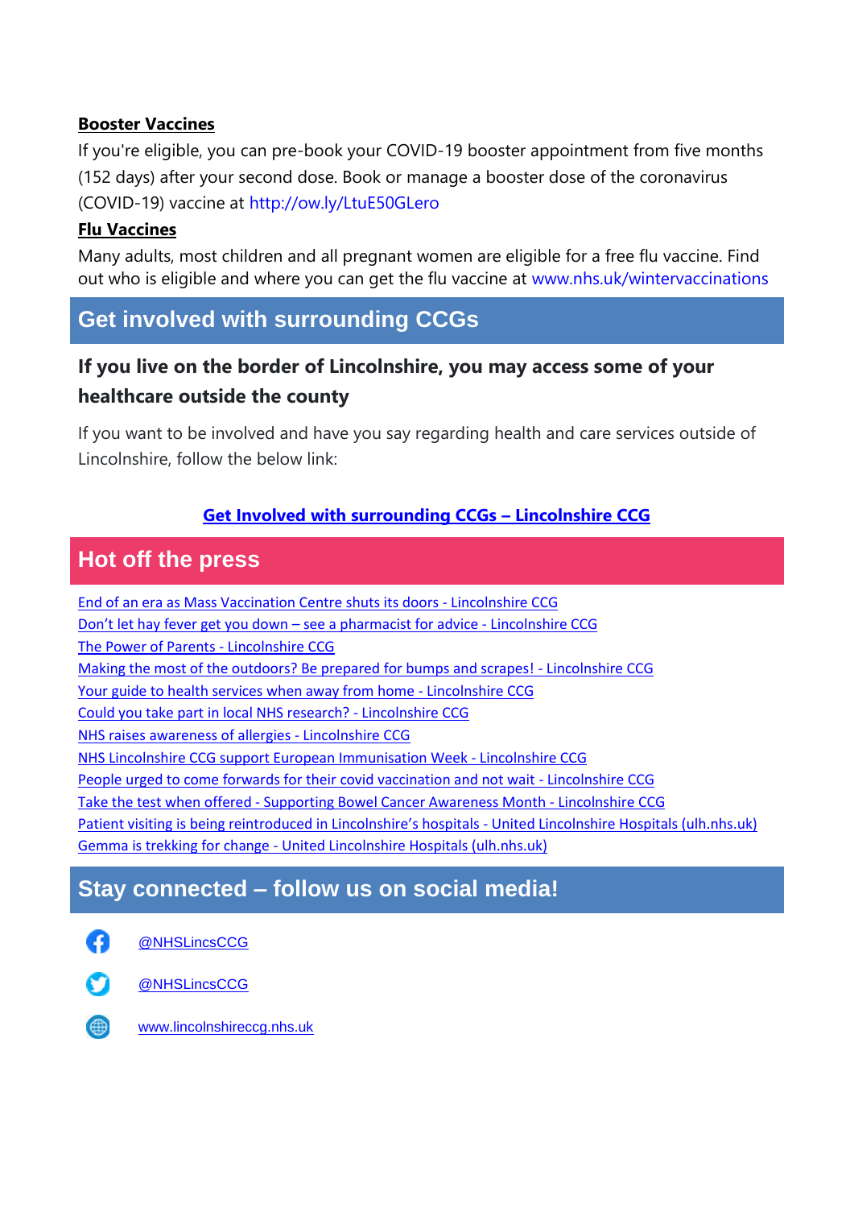**Booster Vaccines**

If you're eligible, you can pre-book your COVID-19 booster appointment from five months (152 days) after your second dose. Book or manage a booster dose of the coronavirus (COVID-19) vaccine at http://ow.ly/LtuE50GLero

**Flu Vaccines**

Many adults, most children and all pregnant women are eligible for a free flu vaccine. Find out who is eligible and where you can get the flu vaccine at www.nhs.uk/wintervaccinations

## Get involved with surrounding CCGs

### If you live on the border of Lincolnshire, you may access some of your healthcare outside the county

If you want to be involved and have you say regarding health and care services outside of Lincolnshire, follow the below link:

**Get Involved with surrounding CCGs – Lincolnshire CCG**

## Hot off the press

End of an era as Mass Vaccination Centre shuts its doors - Lincolnshire CCG
Don't let hay fever get you down – see a pharmacist for advice - Lincolnshire CCG
The Power of Parents - Lincolnshire CCG
Making the most of the outdoors? Be prepared for bumps and scrapes! - Lincolnshire CCG
Your guide to health services when away from home - Lincolnshire CCG
Could you take part in local NHS research? - Lincolnshire CCG
NHS raises awareness of allergies - Lincolnshire CCG
NHS Lincolnshire CCG support European Immunisation Week - Lincolnshire CCG
People urged to come forwards for their covid vaccination and not wait - Lincolnshire CCG
Take the test when offered - Supporting Bowel Cancer Awareness Month - Lincolnshire CCG
Patient visiting is being reintroduced in Lincolnshire's hospitals - United Lincolnshire Hospitals (ulh.nhs.uk)
Gemma is trekking for change - United Lincolnshire Hospitals (ulh.nhs.uk)

## Stay connected – follow us on social media!

@NHSLincsCCG

@NHSLincsCCG

www.lincolnshireccg.nhs.uk